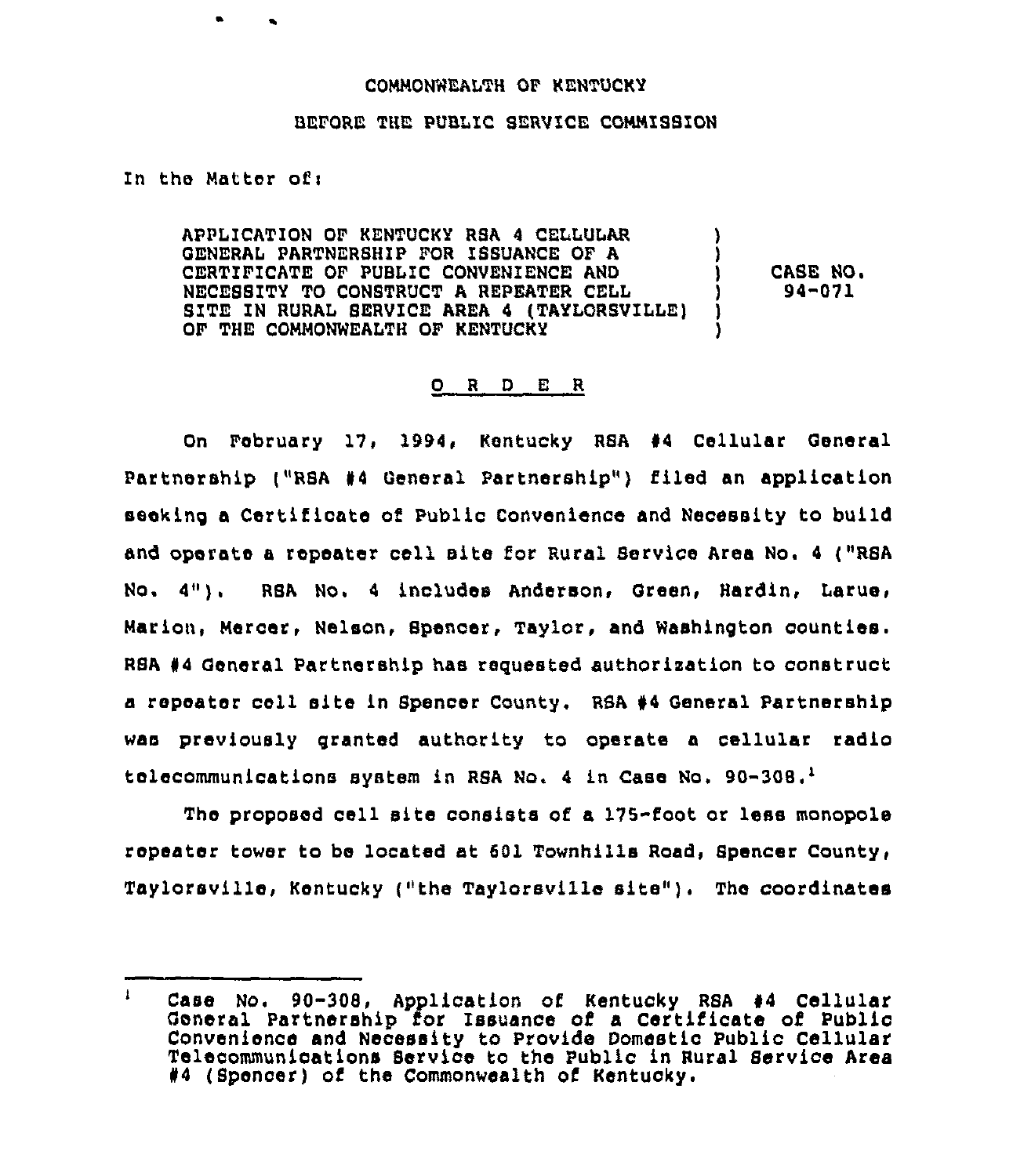COMMONWEALTH OF KENTUCKY

BEFORE THE PUBLIC SERVICE COMMISSION

In the Matter of:

| | | |
|---|---|---|
| APPLICATION OF KENTUCKY RSA 4 CELLULAR GENERAL PARTNERSHIP FOR ISSUANCE OF A CERTIFICATE OF PUBLIC CONVENIENCE AND NECESSITY TO CONSTRUCT A REPEATER CELL SITE IN RURAL SERVICE AREA 4 (TAYLORSVILLE) OF THE COMMONWEALTH OF KENTUCKY | ) | CASE NO. 94-071 |

## O R D E R

On February 17, 1994, Kentucky RSA #4 Cellular General Partnership ("RSA #4 General Partnership") filed an application seeking a Certificate of Public Convenience and Necessity to build and operate a repeater cell site for Rural Service Area No. 4 ("RSA No. 4"). RSA No. 4 includes Anderson, Green, Hardin, Larue, Marion, Mercer, Nelson, Spencer, Taylor, and Washington counties. RSA #4 General Partnership has requested authorization to construct a repeater cell site in Spencer County. RSA #4 General Partnership was previously granted authority to operate a cellular radio telecommunications system in RSA No. 4 in Case No. 90-308.[1]

The proposed cell site consists of a 175-foot or less monopole repeater tower to be located at 601 Townhills Road, Spencer County, Taylorsville, Kentucky ("the Taylorsville site"). The coordinates

---

[1] Case No. 90-308, Application of Kentucky RSA #4 Cellular General Partnership for Issuance of a Certificate of Public Convenience and Necessity to Provide Domestic Public Cellular Telecommunications Service to the Public in Rural Service Area #4 (Spencer) of the Commonwealth of Kentucky.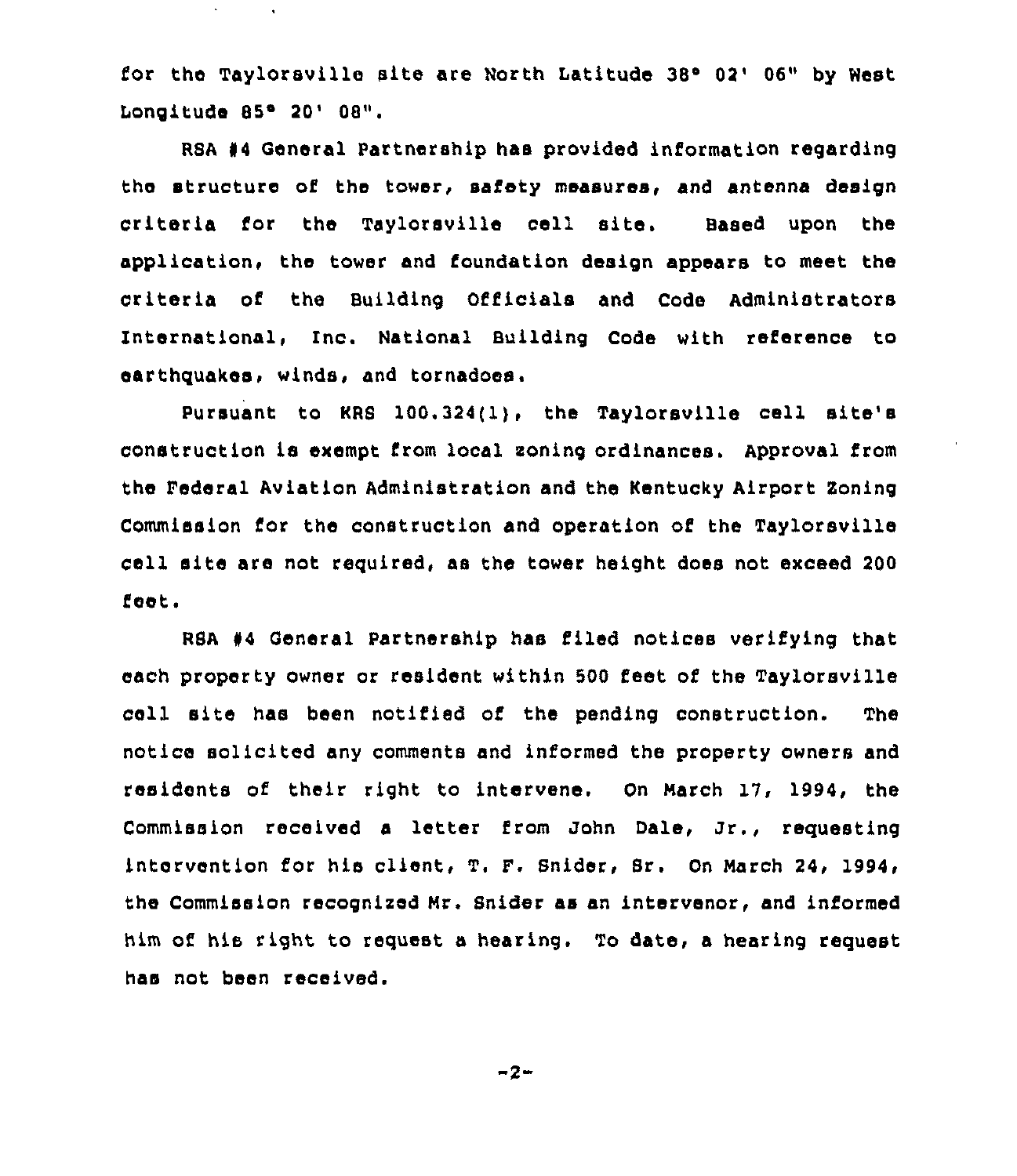for the Taylorsville site are North Latitude 38° 02' 06" by West Longitude 85° 20' 08".

RSA #4 General Partnership has provided information regarding the structure of the tower, safety measures, and antenna design criteria for the Taylorsville cell site. Based upon the application, the tower and foundation design appears to meet the criteria of the Building Officials and Code Administrators International, Inc. National Building Code with reference to earthquakes, winds, and tornadoes.

Pursuant to KRS 100.324(1), the Taylorsville cell site's construction is exempt from local zoning ordinances. Approval from the Federal Aviation Administration and the Kentucky Airport Zoning Commission for the construction and operation of the Taylorsville cell site are not required, as the tower height does not exceed 200 feet.

RSA #4 General Partnership has filed notices verifying that each property owner or resident within 500 feet of the Taylorsville cell site has been notified of the pending construction. The notice solicited any comments and informed the property owners and residents of their right to intervene. On March 17, 1994, the Commission received a letter from John Dale, Jr., requesting intervention for his client, T. F. Snider, Sr. On March 24, 1994, the Commission recognized Mr. Snider as an intervenor, and informed him of his right to request a hearing. To date, a hearing request has not been received.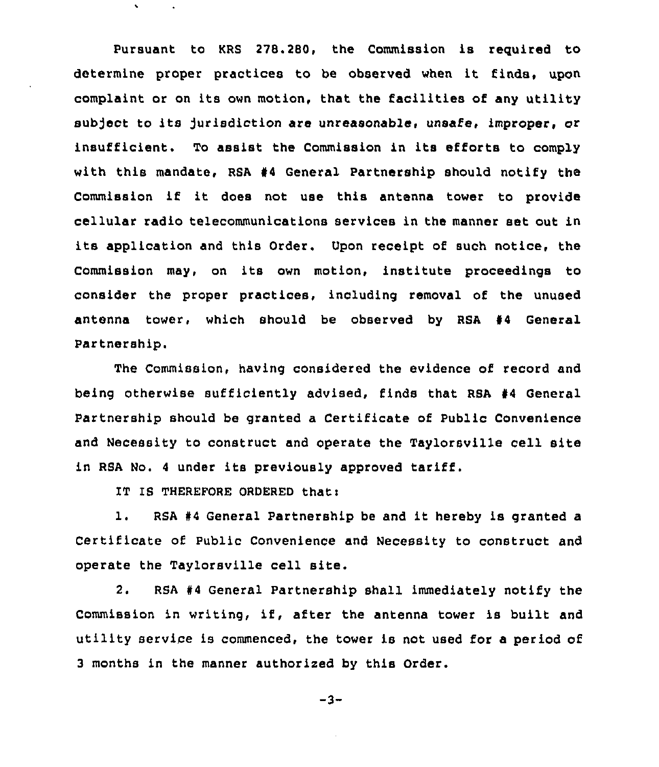Pursuant to KRS 278.280, the Commission is required to determine proper practices to be observed when it finds, upon complaint or on its own motion, that the facilities of any utility subject to its jurisdiction are unreasonable, unsafe, improper, or insufficient. To assist the Commission in its efforts to comply with this mandate, RSA #4 General Partnership should notify the Commission if it does not use this antenna tower to provide cellular radio telecommunications services in the manner set out in its application and this Order. Upon receipt of such notice, the Commission may, on its own motion, institute proceedings to consider the proper practices, including removal of the unused antenna tower, which should be observed by RSA #4 General Partnership.

The Commission, having considered the evidence of record and being otherwise sufficiently advised, finds that RSA #4 General Partnership should be granted a Certificate of Public Convenience and Necessity to construct and operate the Taylorsville cell site in RSA No. 4 under its previously approved tariff.

IT IS THEREFORE ORDERED that:

1. RSA #4 General Partnership be and it hereby is granted a Certificate of Public Convenience and Necessity to construct and operate the Taylorsville cell site.

2. RSA #4 General Partnership shall immediately notify the Commission in writing, if, after the antenna tower is built and utility service is commenced, the tower is not used for a period of 3 months in the manner authorized by this Order.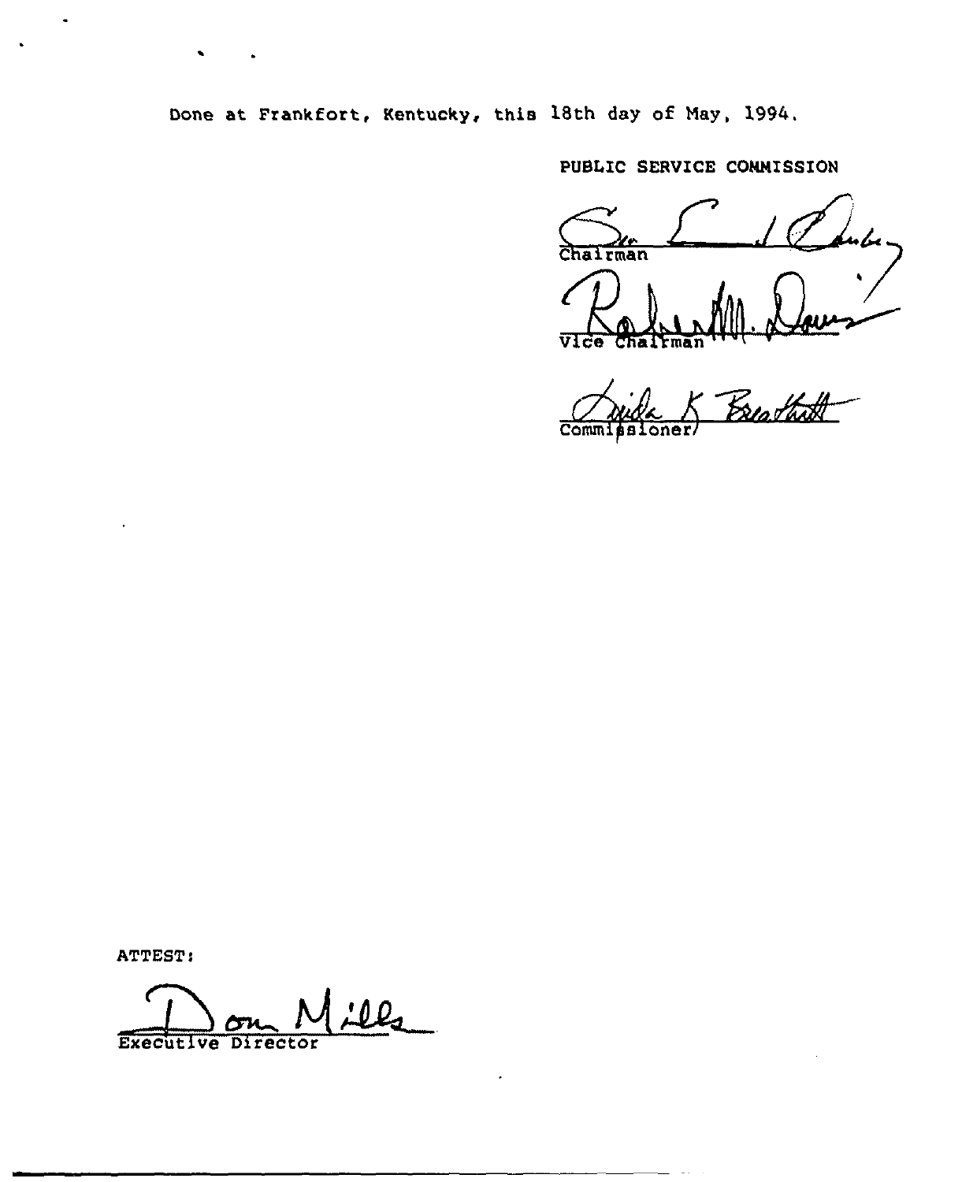Done at Frankfort, Kentucky, this 18th day of May, 1994.

PUBLIC SERVICE COMMISSION

Chairman

Vice Chairman

Commissioner

ATTEST:

Executive Director